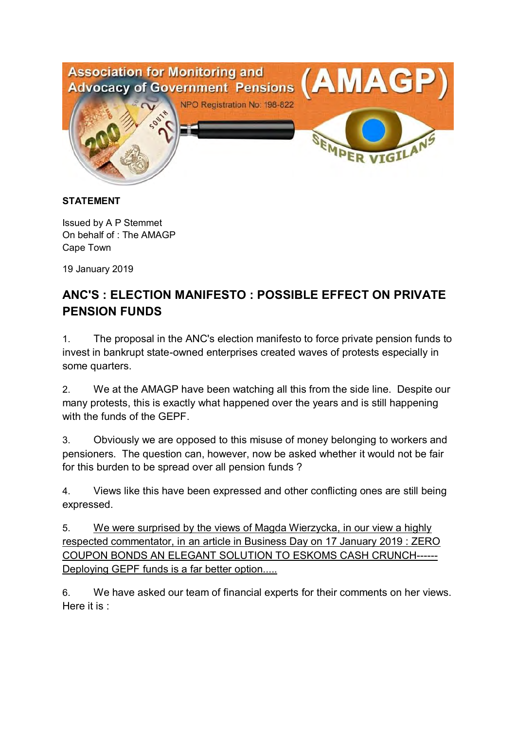Association for Monitoring and Advocacy of Government Pensions (AMAGP)

NPO Registration No: 198-822

SEMPER VIGILANS

**STATEMENT**

Issued by A P Stemmet
On behalf of : The AMAGP
Cape Town

19 January 2019

## ANC'S : ELECTION MANIFESTO : POSSIBLE EFFECT ON PRIVATE PENSION FUNDS

1. The proposal in the ANC's election manifesto to force private pension funds to invest in bankrupt state-owned enterprises created waves of protests especially in some quarters.

2. We at the AMAGP have been watching all this from the side line. Despite our many protests, this is exactly what happened over the years and is still happening with the funds of the GEPF.

3. Obviously we are opposed to this misuse of money belonging to workers and pensioners. The question can, however, now be asked whether it would not be fair for this burden to be spread over all pension funds ?

4. Views like this have been expressed and other conflicting ones are still being expressed.

5. We were surprised by the views of Magda Wierzycka, in our view a highly respected commentator, in an article in Business Day on 17 January 2019 : ZERO COUPON BONDS AN ELEGANT SOLUTION TO ESKOMS CASH CRUNCH------ Deploying GEPF funds is a far better option.....

6. We have asked our team of financial experts for their comments on her views. Here it is :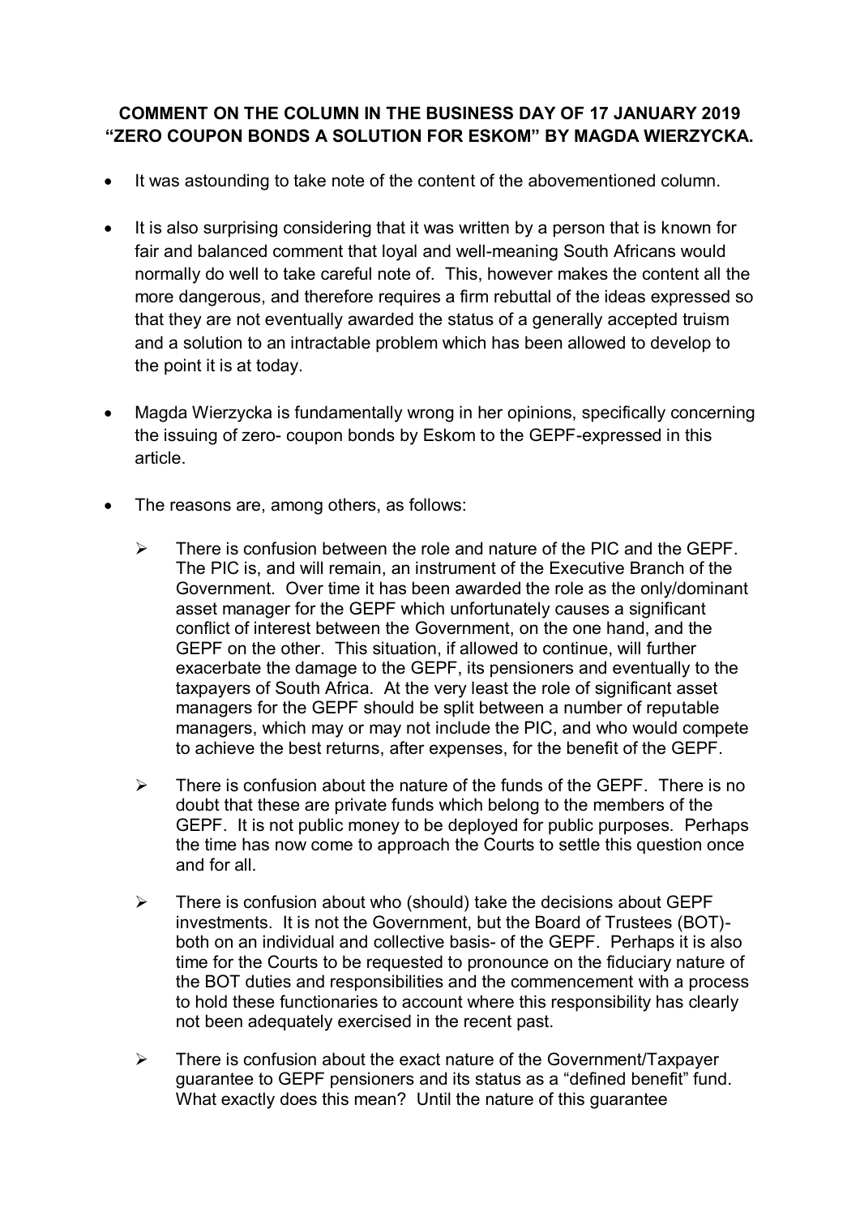**COMMENT ON THE COLUMN IN THE BUSINESS DAY OF 17 JANUARY 2019 "ZERO COUPON BONDS A SOLUTION FOR ESKOM" BY MAGDA WIERZYCKA.**

- It was astounding to take note of the content of the abovementioned column.
- It is also surprising considering that it was written by a person that is known for fair and balanced comment that loyal and well-meaning South Africans would normally do well to take careful note of. This, however makes the content all the more dangerous, and therefore requires a firm rebuttal of the ideas expressed so that they are not eventually awarded the status of a generally accepted truism and a solution to an intractable problem which has been allowed to develop to the point it is at today.
- Magda Wierzycka is fundamentally wrong in her opinions, specifically concerning the issuing of zero- coupon bonds by Eskom to the GEPF-expressed in this article.
- The reasons are, among others, as follows:
  - There is confusion between the role and nature of the PIC and the GEPF. The PIC is, and will remain, an instrument of the Executive Branch of the Government. Over time it has been awarded the role as the only/dominant asset manager for the GEPF which unfortunately causes a significant conflict of interest between the Government, on the one hand, and the GEPF on the other. This situation, if allowed to continue, will further exacerbate the damage to the GEPF, its pensioners and eventually to the taxpayers of South Africa. At the very least the role of significant asset managers for the GEPF should be split between a number of reputable managers, which may or may not include the PIC, and who would compete to achieve the best returns, after expenses, for the benefit of the GEPF.
  - There is confusion about the nature of the funds of the GEPF. There is no doubt that these are private funds which belong to the members of the GEPF. It is not public money to be deployed for public purposes. Perhaps the time has now come to approach the Courts to settle this question once and for all.
  - There is confusion about who (should) take the decisions about GEPF investments. It is not the Government, but the Board of Trustees (BOT)- both on an individual and collective basis- of the GEPF. Perhaps it is also time for the Courts to be requested to pronounce on the fiduciary nature of the BOT duties and responsibilities and the commencement with a process to hold these functionaries to account where this responsibility has clearly not been adequately exercised in the recent past.
  - There is confusion about the exact nature of the Government/Taxpayer guarantee to GEPF pensioners and its status as a "defined benefit" fund. What exactly does this mean? Until the nature of this guarantee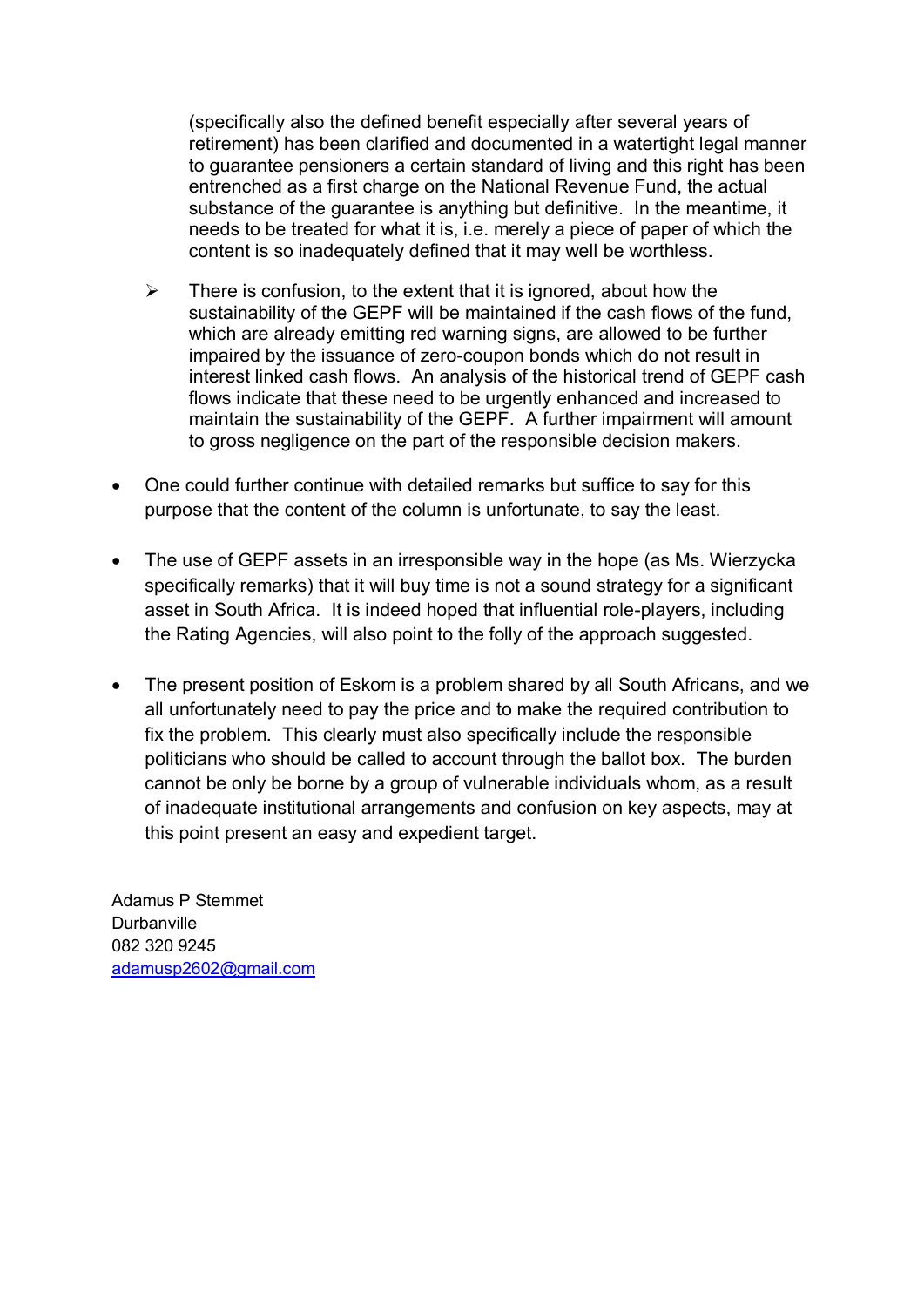(specifically also the defined benefit especially after several years of retirement) has been clarified and documented in a watertight legal manner to guarantee pensioners a certain standard of living and this right has been entrenched as a first charge on the National Revenue Fund, the actual substance of the guarantee is anything but definitive. In the meantime, it needs to be treated for what it is, i.e. merely a piece of paper of which the content is so inadequately defined that it may well be worthless.

- There is confusion, to the extent that it is ignored, about how the sustainability of the GEPF will be maintained if the cash flows of the fund, which are already emitting red warning signs, are allowed to be further impaired by the issuance of zero-coupon bonds which do not result in interest linked cash flows. An analysis of the historical trend of GEPF cash flows indicate that these need to be urgently enhanced and increased to maintain the sustainability of the GEPF. A further impairment will amount to gross negligence on the part of the responsible decision makers.

- One could further continue with detailed remarks but suffice to say for this purpose that the content of the column is unfortunate, to say the least.

- The use of GEPF assets in an irresponsible way in the hope (as Ms. Wierzycka specifically remarks) that it will buy time is not a sound strategy for a significant asset in South Africa. It is indeed hoped that influential role-players, including the Rating Agencies, will also point to the folly of the approach suggested.

- The present position of Eskom is a problem shared by all South Africans, and we all unfortunately need to pay the price and to make the required contribution to fix the problem. This clearly must also specifically include the responsible politicians who should be called to account through the ballot box. The burden cannot be only be borne by a group of vulnerable individuals whom, as a result of inadequate institutional arrangements and confusion on key aspects, may at this point present an easy and expedient target.

Adamus P Stemmet
Durbanville
082 320 9245
adamusp2602@gmail.com